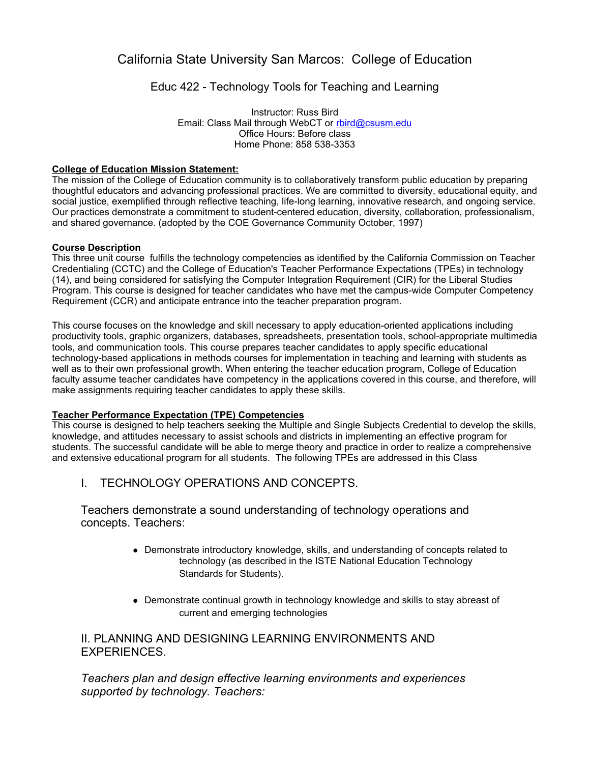# California State University San Marcos: College of Education

## Educ 422 - Technology Tools for Teaching and Learning

Instructor: Russ Bird  
Email: Class Mail through WebCT or rbird@csusm.edu  
Office Hours: Before class  
Home Phone: 858 538-3353

**College of Education Mission Statement:**  
The mission of the College of Education community is to collaboratively transform public education by preparing thoughtful educators and advancing professional practices. We are committed to diversity, educational equity, and social justice, exemplified through reflective teaching, life-long learning, innovative research, and ongoing service. Our practices demonstrate a commitment to student-centered education, diversity, collaboration, professionalism, and shared governance. (adopted by the COE Governance Community October, 1997)

**Course Description**  
This three unit course fulfills the technology competencies as identified by the California Commission on Teacher Credentialing (CCTC) and the College of Education's Teacher Performance Expectations (TPEs) in technology (14), and being considered for satisfying the Computer Integration Requirement (CIR) for the Liberal Studies Program. This course is designed for teacher candidates who have met the campus-wide Computer Competency Requirement (CCR) and anticipate entrance into the teacher preparation program.

This course focuses on the knowledge and skill necessary to apply education-oriented applications including productivity tools, graphic organizers, databases, spreadsheets, presentation tools, school-appropriate multimedia tools, and communication tools. This course prepares teacher candidates to apply specific educational technology-based applications in methods courses for implementation in teaching and learning with students as well as to their own professional growth. When entering the teacher education program, College of Education faculty assume teacher candidates have competency in the applications covered in this course, and therefore, will make assignments requiring teacher candidates to apply these skills.

**Teacher Performance Expectation (TPE) Competencies**  
This course is designed to help teachers seeking the Multiple and Single Subjects Credential to develop the skills, knowledge, and attitudes necessary to assist schools and districts in implementing an effective program for students. The successful candidate will be able to merge theory and practice in order to realize a comprehensive and extensive educational program for all students. The following TPEs are addressed in this Class

### I. TECHNOLOGY OPERATIONS AND CONCEPTS.

Teachers demonstrate a sound understanding of technology operations and concepts. Teachers:

- Demonstrate introductory knowledge, skills, and understanding of concepts related to technology (as described in the ISTE National Education Technology Standards for Students).
- Demonstrate continual growth in technology knowledge and skills to stay abreast of current and emerging technologies

### II. PLANNING AND DESIGNING LEARNING ENVIRONMENTS AND EXPERIENCES.

*Teachers plan and design effective learning environments and experiences supported by technology. Teachers:*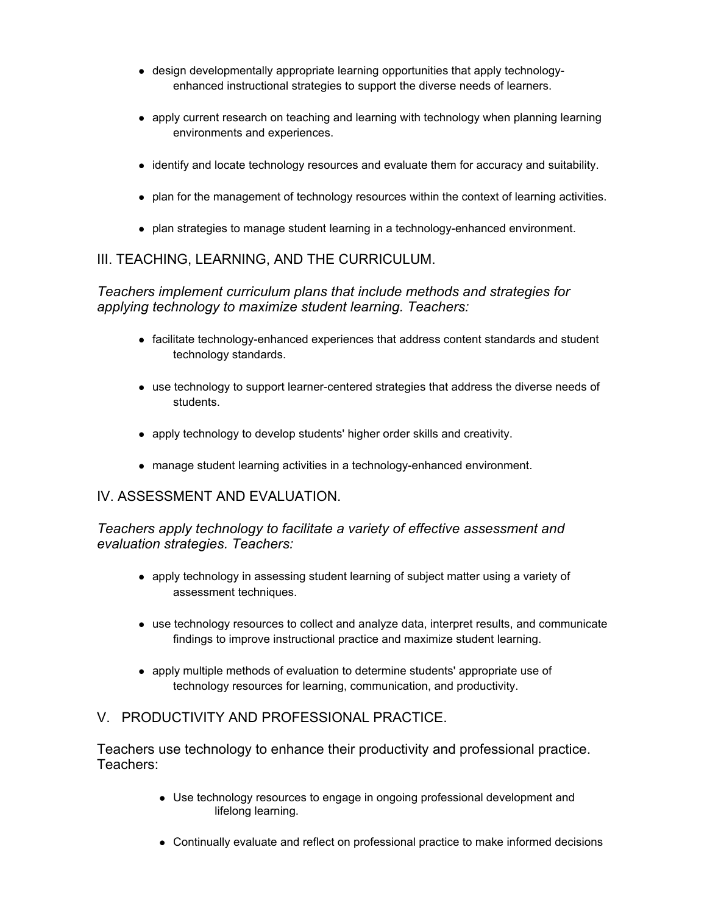- design developmentally appropriate learning opportunities that apply technology-enhanced instructional strategies to support the diverse needs of learners.

- apply current research on teaching and learning with technology when planning learning environments and experiences.

- identify and locate technology resources and evaluate them for accuracy and suitability.

- plan for the management of technology resources within the context of learning activities.

- plan strategies to manage student learning in a technology-enhanced environment.

## III. TEACHING, LEARNING, AND THE CURRICULUM.

*Teachers implement curriculum plans that include methods and strategies for applying technology to maximize student learning. Teachers:*

- facilitate technology-enhanced experiences that address content standards and student technology standards.

- use technology to support learner-centered strategies that address the diverse needs of students.

- apply technology to develop students' higher order skills and creativity.

- manage student learning activities in a technology-enhanced environment.

## IV. ASSESSMENT AND EVALUATION.

*Teachers apply technology to facilitate a variety of effective assessment and evaluation strategies. Teachers:*

- apply technology in assessing student learning of subject matter using a variety of assessment techniques.

- use technology resources to collect and analyze data, interpret results, and communicate findings to improve instructional practice and maximize student learning.

- apply multiple methods of evaluation to determine students' appropriate use of technology resources for learning, communication, and productivity.

## V. PRODUCTIVITY AND PROFESSIONAL PRACTICE.

Teachers use technology to enhance their productivity and professional practice. Teachers:

- Use technology resources to engage in ongoing professional development and lifelong learning.

- Continually evaluate and reflect on professional practice to make informed decisions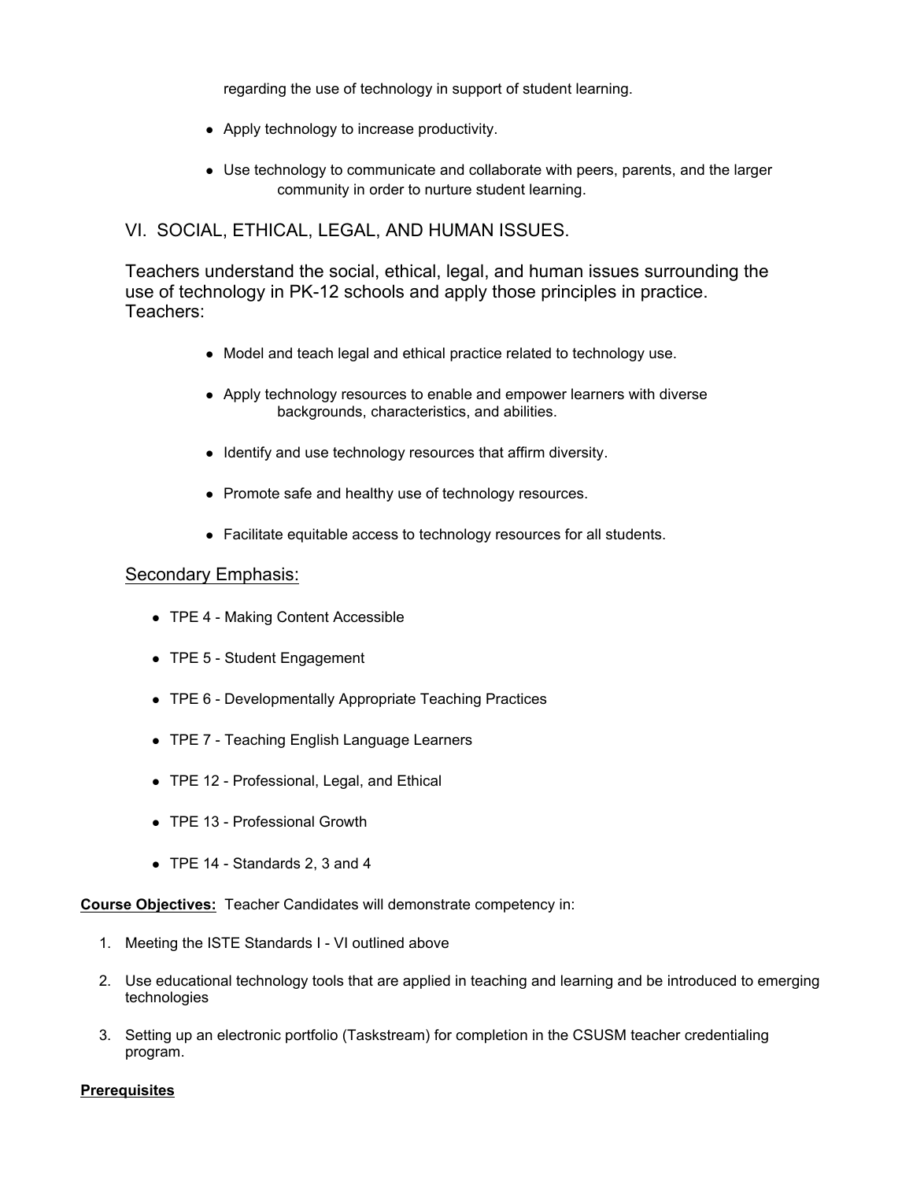regarding the use of technology in support of student learning.

- Apply technology to increase productivity.
- Use technology to communicate and collaborate with peers, parents, and the larger community in order to nurture student learning.

## VI. SOCIAL, ETHICAL, LEGAL, AND HUMAN ISSUES.

Teachers understand the social, ethical, legal, and human issues surrounding the use of technology in PK-12 schools and apply those principles in practice. Teachers:

- Model and teach legal and ethical practice related to technology use.
- Apply technology resources to enable and empower learners with diverse backgrounds, characteristics, and abilities.
- Identify and use technology resources that affirm diversity.
- Promote safe and healthy use of technology resources.
- Facilitate equitable access to technology resources for all students.

<u>Secondary Emphasis:</u>

- TPE 4 - Making Content Accessible
- TPE 5 - Student Engagement
- TPE 6 - Developmentally Appropriate Teaching Practices
- TPE 7 - Teaching English Language Learners
- TPE 12 - Professional, Legal, and Ethical
- TPE 13 - Professional Growth
- TPE 14 - Standards 2, 3 and 4

**Course Objectives:** Teacher Candidates will demonstrate competency in:

1. Meeting the ISTE Standards I - VI outlined above
2. Use educational technology tools that are applied in teaching and learning and be introduced to emerging technologies
3. Setting up an electronic portfolio (Taskstream) for completion in the CSUSM teacher credentialing program.

**Prerequisites**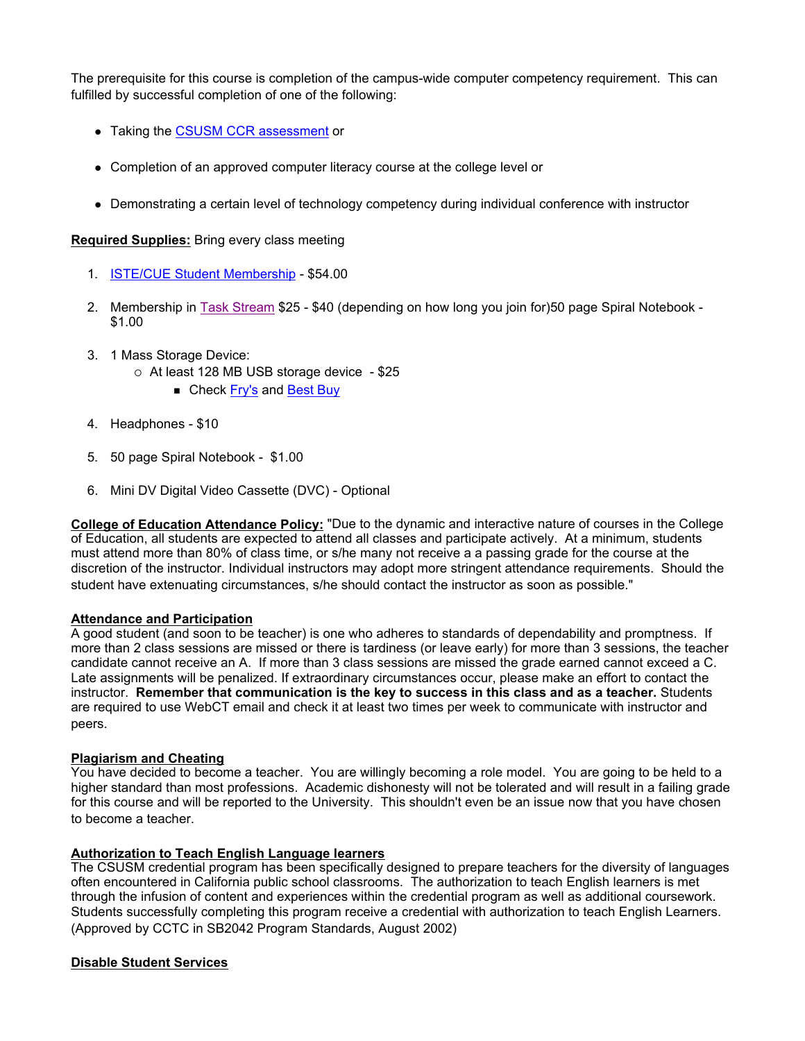The prerequisite for this course is completion of the campus-wide computer competency requirement. This can fulfilled by successful completion of one of the following:

- Taking the CSUSM CCR assessment or
- Completion of an approved computer literacy course at the college level or
- Demonstrating a certain level of technology competency during individual conference with instructor

**Required Supplies:** Bring every class meeting

1. ISTE/CUE Student Membership - $54.00
2. Membership in Task Stream $25 - $40 (depending on how long you join for)50 page Spiral Notebook - $1.00
3. 1 Mass Storage Device:
   - At least 128 MB USB storage device - $25
     - Check Fry's and Best Buy
4. Headphones - $10
5. 50 page Spiral Notebook - $1.00
6. Mini DV Digital Video Cassette (DVC) - Optional

**College of Education Attendance Policy:** "Due to the dynamic and interactive nature of courses in the College of Education, all students are expected to attend all classes and participate actively. At a minimum, students must attend more than 80% of class time, or s/he many not receive a a passing grade for the course at the discretion of the instructor. Individual instructors may adopt more stringent attendance requirements. Should the student have extenuating circumstances, s/he should contact the instructor as soon as possible."

**Attendance and Participation**

A good student (and soon to be teacher) is one who adheres to standards of dependability and promptness. If more than 2 class sessions are missed or there is tardiness (or leave early) for more than 3 sessions, the teacher candidate cannot receive an A. If more than 3 class sessions are missed the grade earned cannot exceed a C. Late assignments will be penalized. If extraordinary circumstances occur, please make an effort to contact the instructor. **Remember that communication is the key to success in this class and as a teacher.** Students are required to use WebCT email and check it at least two times per week to communicate with instructor and peers.

**Plagiarism and Cheating**

You have decided to become a teacher. You are willingly becoming a role model. You are going to be held to a higher standard than most professions. Academic dishonesty will not be tolerated and will result in a failing grade for this course and will be reported to the University. This shouldn't even be an issue now that you have chosen to become a teacher.

**Authorization to Teach English Language learners**

The CSUSM credential program has been specifically designed to prepare teachers for the diversity of languages often encountered in California public school classrooms. The authorization to teach English learners is met through the infusion of content and experiences within the credential program as well as additional coursework. Students successfully completing this program receive a credential with authorization to teach English Learners. (Approved by CCTC in SB2042 Program Standards, August 2002)

**Disable Student Services**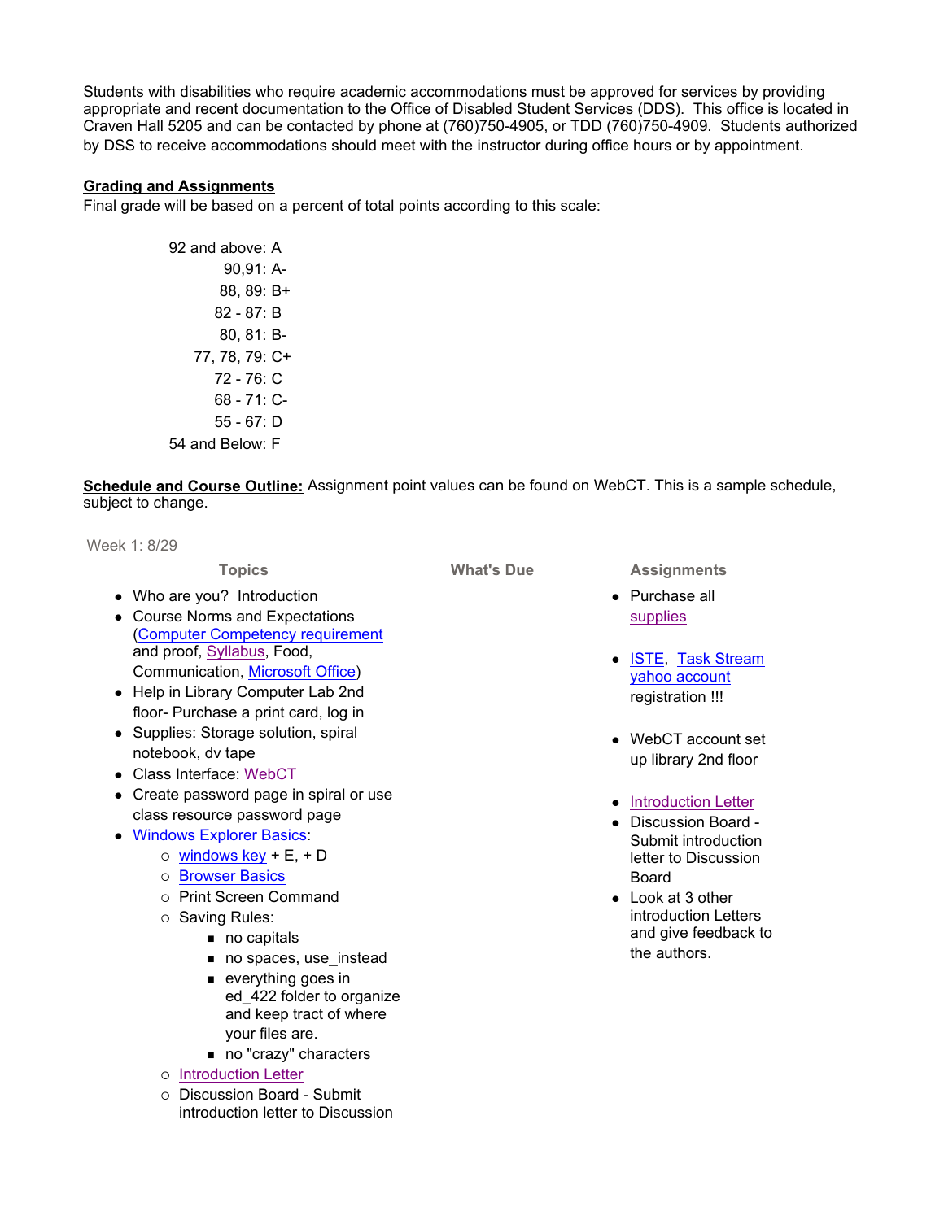Students with disabilities who require academic accommodations must be approved for services by providing appropriate and recent documentation to the Office of Disabled Student Services (DDS). This office is located in Craven Hall 5205 and can be contacted by phone at (760)750-4905, or TDD (760)750-4909. Students authorized by DSS to receive accommodations should meet with the instructor during office hours or by appointment.

**Grading and Assignments**

Final grade will be based on a percent of total points according to this scale:

- 92 and above: A
- 90,91: A-
- 88, 89: B+
- 82 - 87: B
- 80, 81: B-
- 77, 78, 79: C+
- 72 - 76: C
- 68 - 71: C-
- 55 - 67: D
- 54 and Below: F

**Schedule and Course Outline:** Assignment point values can be found on WebCT. This is a sample schedule, subject to change.

Week 1: 8/29

| Topics | What's Due | Assignments |
|---|---|---|
| • Who are you? Introduction<br>• Course Norms and Expectations (Computer Competency requirement and proof, Syllabus, Food, Communication, Microsoft Office)<br>• Help in Library Computer Lab 2nd floor- Purchase a print card, log in<br>• Supplies: Storage solution, spiral notebook, dv tape<br>• Class Interface: WebCT<br>• Create password page in spiral or use class resource password page<br>• Windows Explorer Basics:<br>  ◦ windows key + E, + D<br>  ◦ Browser Basics<br>  ◦ Print Screen Command<br>  ◦ Saving Rules:<br>    ▪ no capitals<br>    ▪ no spaces, use_instead<br>    ▪ everything goes in ed_422 folder to organize and keep tract of where your files are.<br>    ▪ no "crazy" characters<br>  ◦ Introduction Letter<br>  ◦ Discussion Board - Submit introduction letter to Discussion | | • Purchase all supplies<br>• ISTE, Task Stream yahoo account registration !!!<br>• WebCT account set up library 2nd floor<br>• Introduction Letter<br>• Discussion Board - Submit introduction letter to Discussion Board<br>• Look at 3 other introduction Letters and give feedback to the authors. |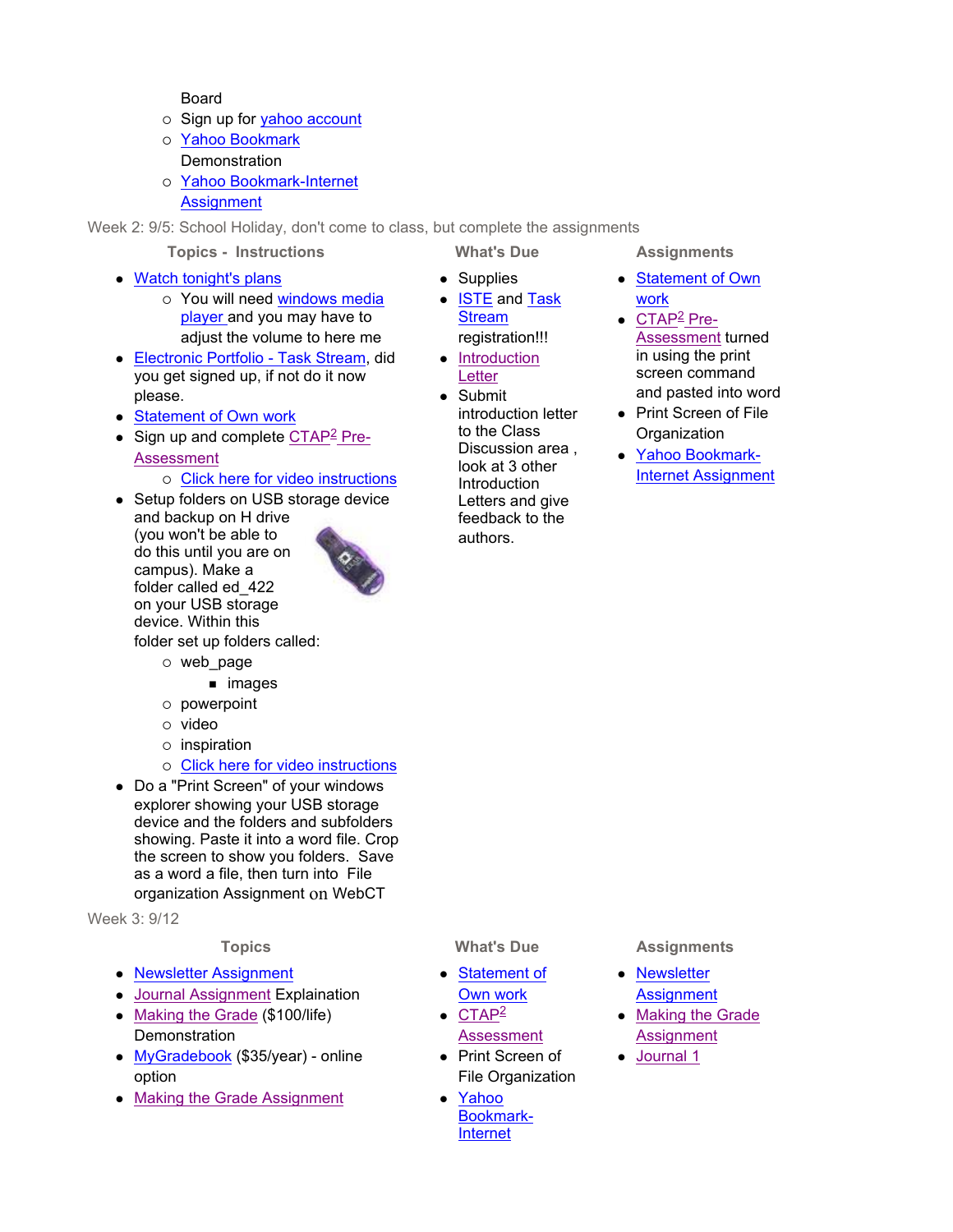Board
  - Sign up for yahoo account
  - Yahoo Bookmark Demonstration
  - Yahoo Bookmark-Internet Assignment

Week 2: 9/5: School Holiday, don't come to class, but complete the assignments

| Topics - Instructions | What's Due | Assignments |
|---|---|---|
| • Watch tonight's plans<br>  ○ You will need windows media player and you may have to adjust the volume to here me<br>• Electronic Portfolio - Task Stream, did you get signed up, if not do it now please.<br>• Statement of Own work<br>• Sign up and complete CTAP[2] Pre-Assessment<br>  ○ Click here for video instructions<br>• Setup folders on USB storage device and backup on H drive (you won't be able to do this until you are on campus). Make a folder called ed_422 on your USB storage device. Within this folder set up folders called:<br>  ○ web_page<br>    ■ images<br>  ○ powerpoint<br>  ○ video<br>  ○ inspiration<br>  ○ Click here for video instructions<br>• Do a "Print Screen" of your windows explorer showing your USB storage device and the folders and subfolders showing. Paste it into a word file. Crop the screen to show you folders. Save as a word a file, then turn into File organization Assignment on WebCT | • Supplies<br>• ISTE and Task Stream registration!!!<br>• Introduction Letter<br>• Submit introduction letter to the Class Discussion area , look at 3 other Introduction Letters and give feedback to the authors. | • Statement of Own work<br>• CTAP[2] Pre-Assessment turned in using the print screen command and pasted into word<br>• Print Screen of File Organization<br>• Yahoo Bookmark-Internet Assignment |

Week 3: 9/12

| Topics | What's Due | Assignments |
|---|---|---|
| • Newsletter Assignment<br>• Journal Assignment Explaination<br>• Making the Grade ($100/life) Demonstration<br>• MyGradebook ($35/year) - online option<br>• Making the Grade Assignment | • Statement of Own work<br>• CTAP[2] Assessment<br>• Print Screen of File Organization<br>• Yahoo Bookmark-Internet | • Newsletter Assignment<br>• Making the Grade Assignment<br>• Journal 1 |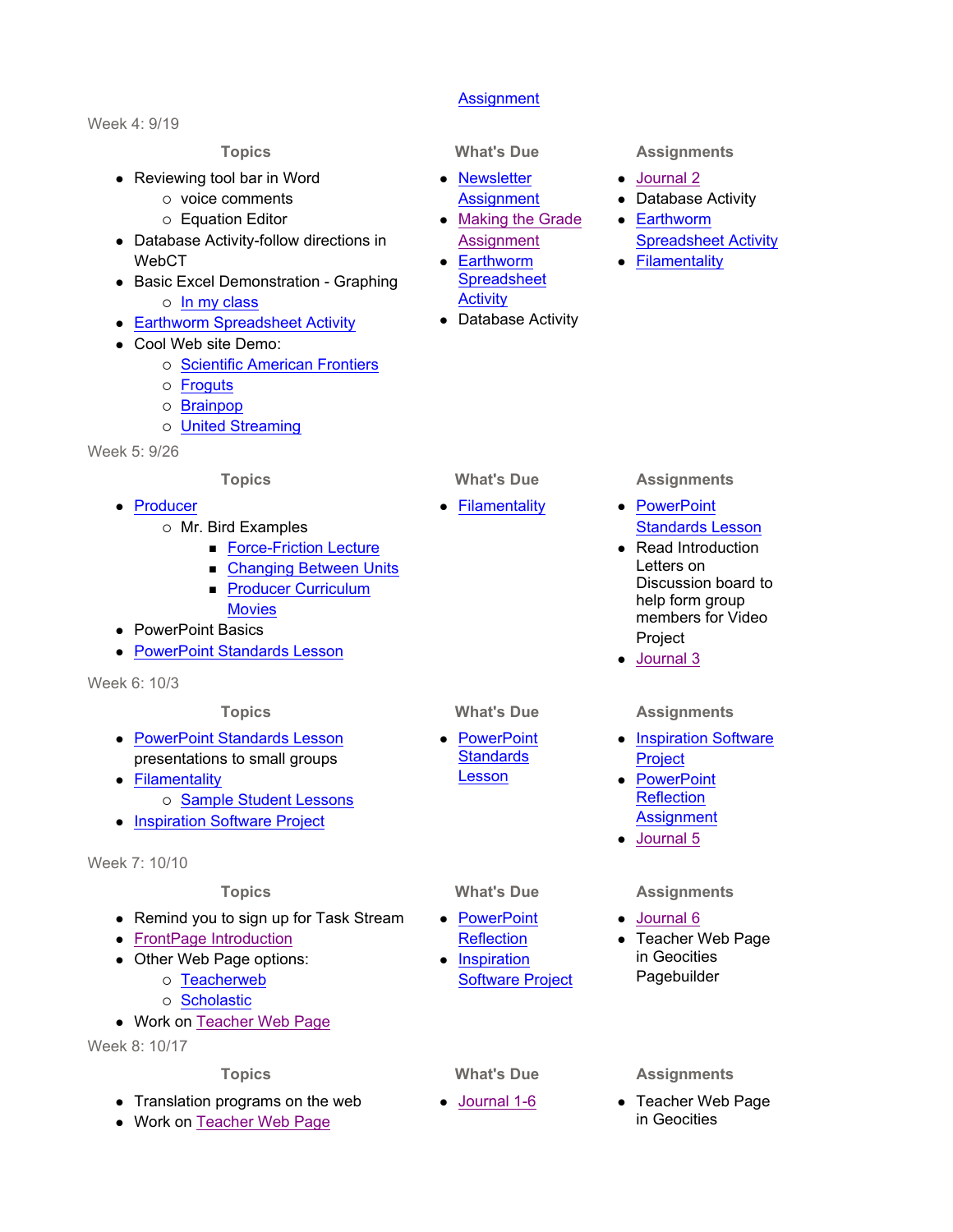Assignment

Week 4: 9/19

**Topics**

- Reviewing tool bar in Word
  - voice comments
  - Equation Editor
- Database Activity-follow directions in WebCT
- Basic Excel Demonstration - Graphing
  - In my class
- Earthworm Spreadsheet Activity
- Cool Web site Demo:
  - Scientific American Frontiers
  - Froguts
  - Brainpop
  - United Streaming

**What's Due**

- Newsletter Assignment
- Making the Grade Assignment
- Earthworm Spreadsheet Activity
- Database Activity

**Assignments**

- Journal 2
- Database Activity
- Earthworm Spreadsheet Activity
- Filamentality

Week 5: 9/26

**Topics**

- Producer
  - Mr. Bird Examples
    - Force-Friction Lecture
    - Changing Between Units
    - Producer Curriculum Movies
- PowerPoint Basics
- PowerPoint Standards Lesson

**What's Due**

- Filamentality

**Assignments**

- PowerPoint Standards Lesson
- Read Introduction Letters on Discussion board to help form group members for Video Project
- Journal 3

Week 6: 10/3

**Topics**

- PowerPoint Standards Lesson presentations to small groups
- Filamentality
  - Sample Student Lessons
- Inspiration Software Project

**What's Due**

- PowerPoint Standards Lesson

**Assignments**

- Inspiration Software Project
- PowerPoint Reflection Assignment
- Journal 5

Week 7: 10/10

**Topics**

- Remind you to sign up for Task Stream
- FrontPage Introduction
- Other Web Page options:
  - Teacherweb
  - Scholastic
- Work on Teacher Web Page

**What's Due**

- PowerPoint Reflection
- Inspiration Software Project

**Assignments**

- Journal 6
- Teacher Web Page in Geocities Pagebuilder

Week 8: 10/17

**Topics**

- Translation programs on the web
- Work on Teacher Web Page

**What's Due**

- Journal 1-6

**Assignments**

- Teacher Web Page in Geocities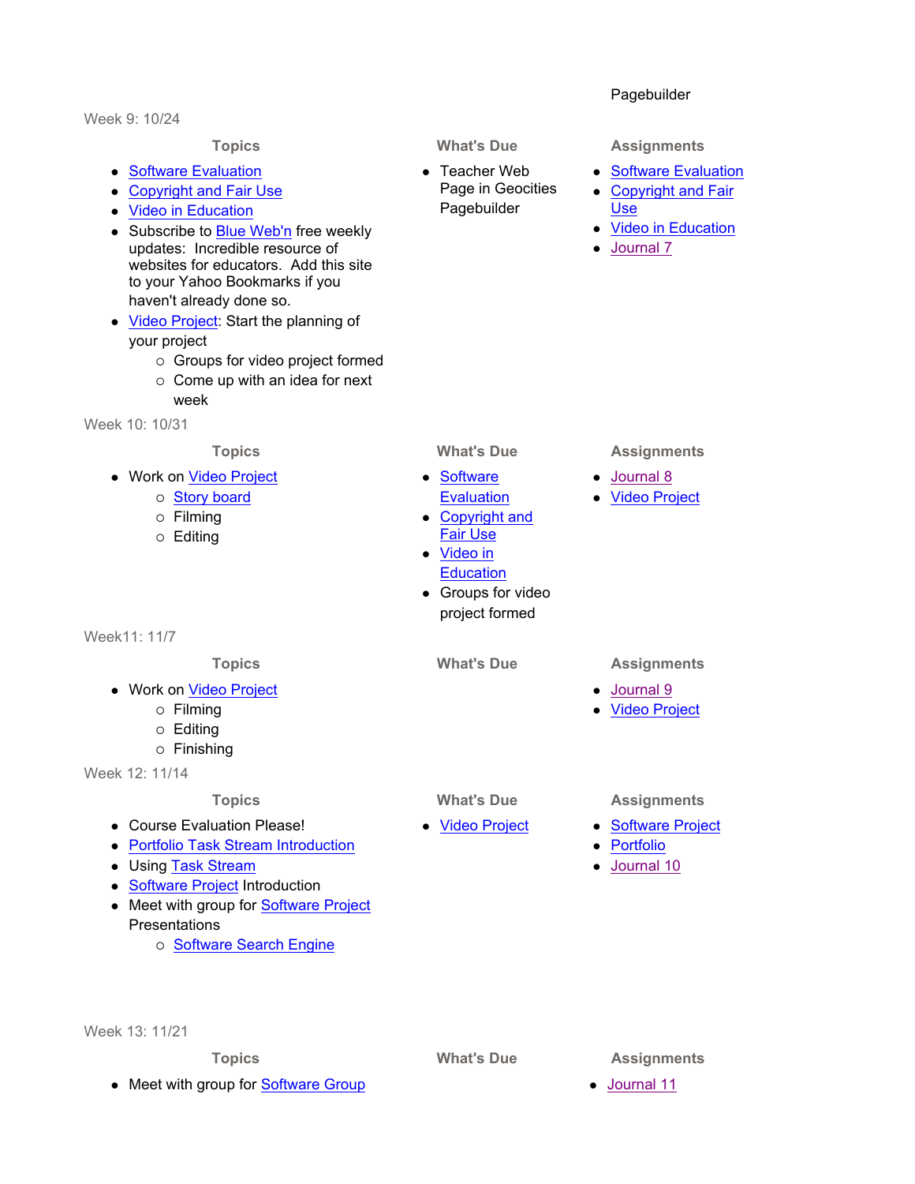Pagebuilder

Week 9: 10/24

| Topics | What's Due | Assignments |
| --- | --- | --- |
| • Software Evaluation<br>• Copyright and Fair Use<br>• Video in Education<br>• Subscribe to Blue Web'n free weekly updates: Incredible resource of websites for educators. Add this site to your Yahoo Bookmarks if you haven't already done so.<br>• Video Project: Start the planning of your project<br>  ○ Groups for video project formed<br>  ○ Come up with an idea for next week | • Teacher Web Page in Geocities Pagebuilder | • Software Evaluation<br>• Copyright and Fair Use<br>• Video in Education<br>• Journal 7 |

Week 10: 10/31

| Topics | What's Due | Assignments |
| --- | --- | --- |
| • Work on Video Project<br>  ○ Story board<br>  ○ Filming<br>  ○ Editing | • Software Evaluation<br>• Copyright and Fair Use<br>• Video in Education<br>• Groups for video project formed | • Journal 8<br>• Video Project |

Week11: 11/7

| Topics | What's Due | Assignments |
| --- | --- | --- |
| • Work on Video Project<br>  ○ Filming<br>  ○ Editing<br>  ○ Finishing | | • Journal 9<br>• Video Project |

Week 12: 11/14

| Topics | What's Due | Assignments |
| --- | --- | --- |
| • Course Evaluation Please!<br>• Portfolio Task Stream Introduction<br>• Using Task Stream<br>• Software Project Introduction<br>• Meet with group for Software Project Presentations<br>  ○ Software Search Engine | • Video Project | • Software Project<br>• Portfolio<br>• Journal 10 |

Week 13: 11/21

| Topics | What's Due | Assignments |
| --- | --- | --- |
| • Meet with group for Software Group | | • Journal 11 |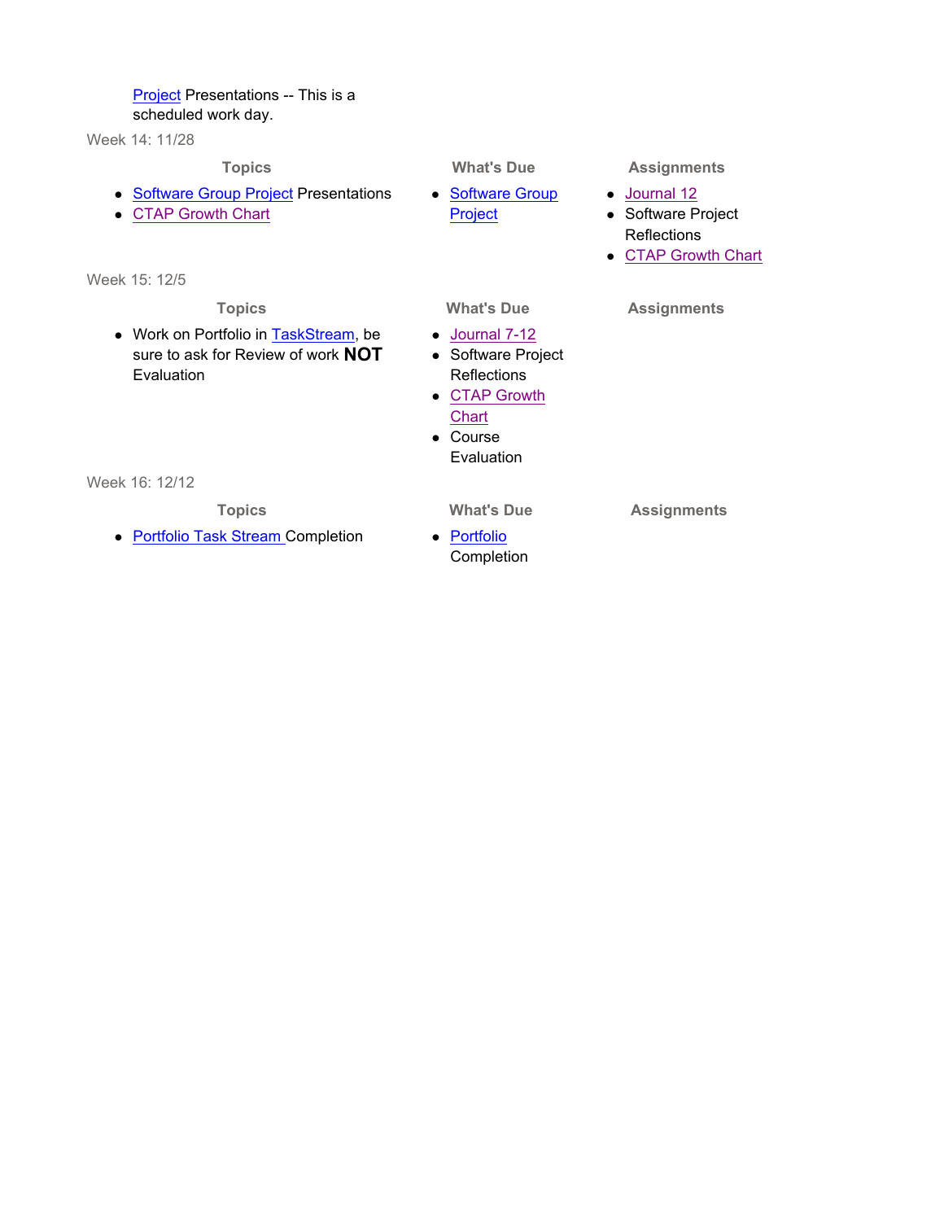Project Presentations -- This is a scheduled work day.

Week 14: 11/28

| Topics | What's Due | Assignments |
| --- | --- | --- |
| • Software Group Project Presentations<br>• CTAP Growth Chart | • Software Group Project | • Journal 12<br>• Software Project Reflections<br>• CTAP Growth Chart |

Week 15: 12/5

| Topics | What's Due | Assignments |
| --- | --- | --- |
| • Work on Portfolio in TaskStream, be sure to ask for Review of work **NOT** Evaluation | • Journal 7-12<br>• Software Project Reflections<br>• CTAP Growth Chart<br>• Course Evaluation | |

Week 16: 12/12

| Topics | What's Due | Assignments |
| --- | --- | --- |
| • Portfolio Task Stream Completion | • Portfolio Completion | |